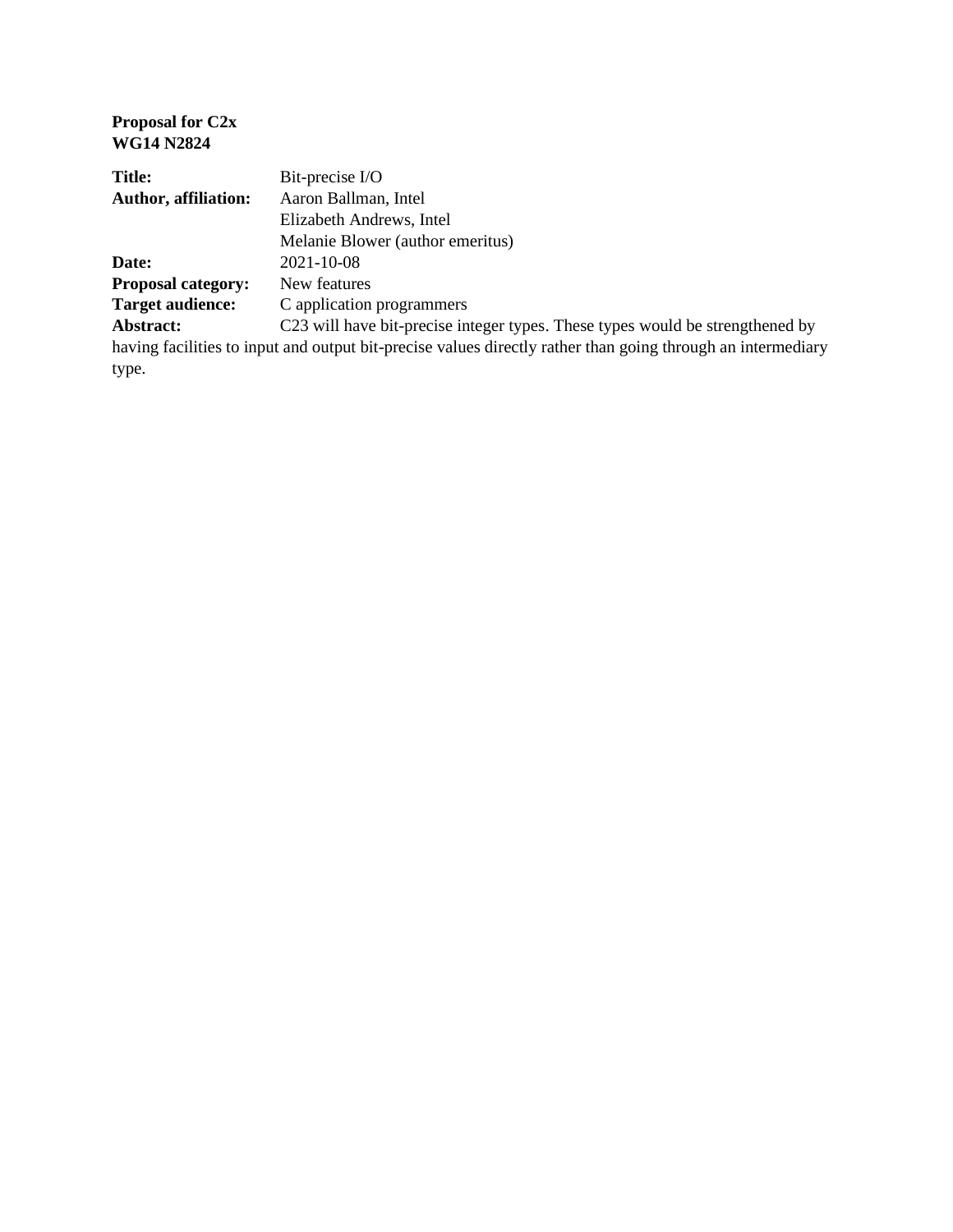**Proposal for C2x**
**WG14 N2824**

**Title:** Bit-precise I/O
**Author, affiliation:** Aaron Ballman, Intel
Elizabeth Andrews, Intel
Melanie Blower (author emeritus)
**Date:** 2021-10-08
**Proposal category:** New features
**Target audience:** C application programmers
**Abstract:** C23 will have bit-precise integer types. These types would be strengthened by having facilities to input and output bit-precise values directly rather than going through an intermediary type.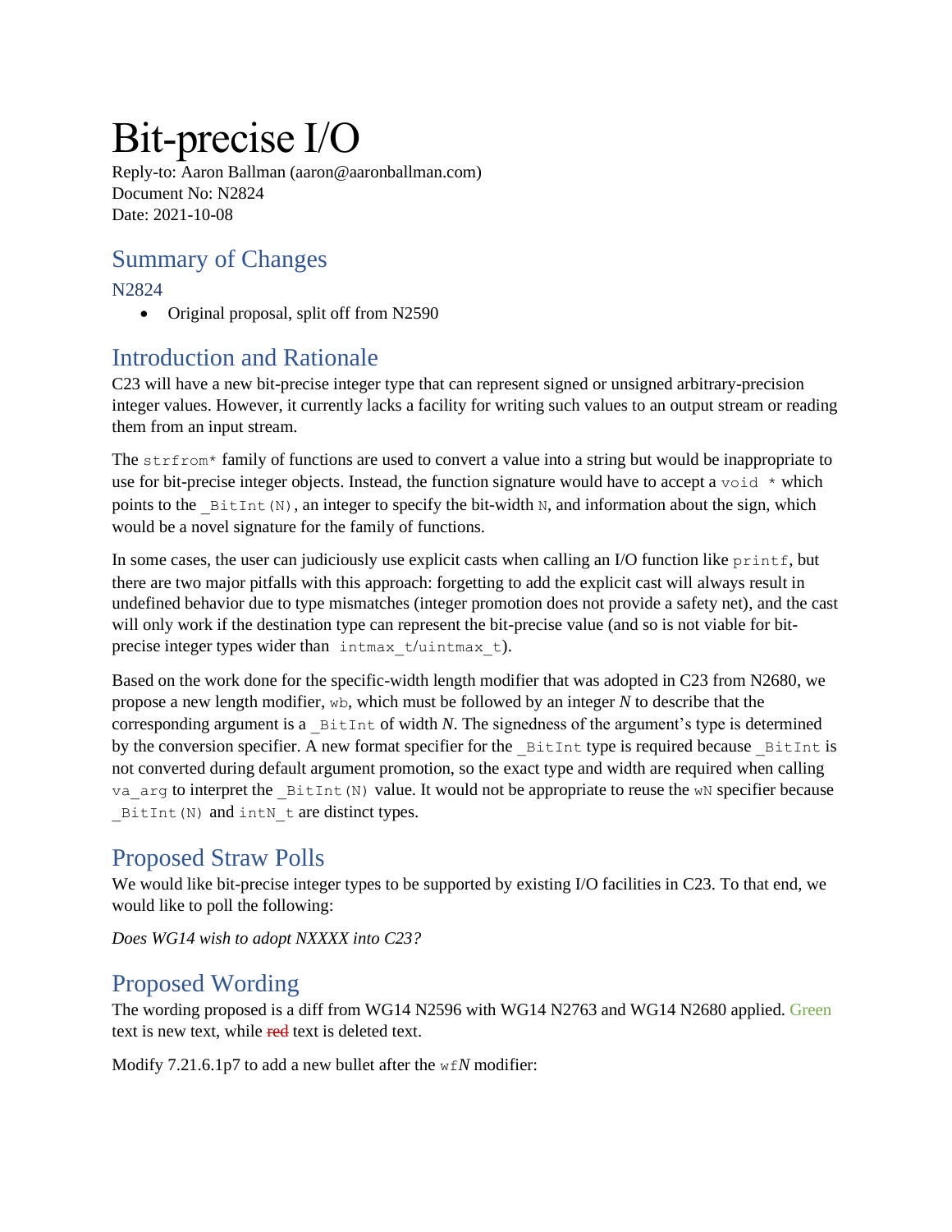# Bit-precise I/O

Reply-to: Aaron Ballman (aaron@aaronballman.com)
Document No: N2824
Date: 2021-10-08

## Summary of Changes

N2824

- Original proposal, split off from N2590

## Introduction and Rationale

C23 will have a new bit-precise integer type that can represent signed or unsigned arbitrary-precision integer values. However, it currently lacks a facility for writing such values to an output stream or reading them from an input stream.

The `strfrom*` family of functions are used to convert a value into a string but would be inappropriate to use for bit-precise integer objects. Instead, the function signature would have to accept a `void *` which points to the `_BitInt(N)`, an integer to specify the bit-width `N`, and information about the sign, which would be a novel signature for the family of functions.

In some cases, the user can judiciously use explicit casts when calling an I/O function like `printf`, but there are two major pitfalls with this approach: forgetting to add the explicit cast will always result in undefined behavior due to type mismatches (integer promotion does not provide a safety net), and the cast will only work if the destination type can represent the bit-precise value (and so is not viable for bit-precise integer types wider than `intmax_t/uintmax_t`).

Based on the work done for the specific-width length modifier that was adopted in C23 from N2680, we propose a new length modifier, `wb`, which must be followed by an integer *N* to describe that the corresponding argument is a `_BitInt` of width *N*. The signedness of the argument's type is determined by the conversion specifier. A new format specifier for the `_BitInt` type is required because `_BitInt` is not converted during default argument promotion, so the exact type and width are required when calling `va_arg` to interpret the `_BitInt(N)` value. It would not be appropriate to reuse the `wN` specifier because `_BitInt(N)` and `intN_t` are distinct types.

## Proposed Straw Polls

We would like bit-precise integer types to be supported by existing I/O facilities in C23. To that end, we would like to poll the following:

*Does WG14 wish to adopt NXXXX into C23?*

## Proposed Wording

The wording proposed is a diff from WG14 N2596 with WG14 N2763 and WG14 N2680 applied. Green text is new text, while ~~red~~ text is deleted text.

Modify 7.21.6.1p7 to add a new bullet after the `wf`*N* modifier: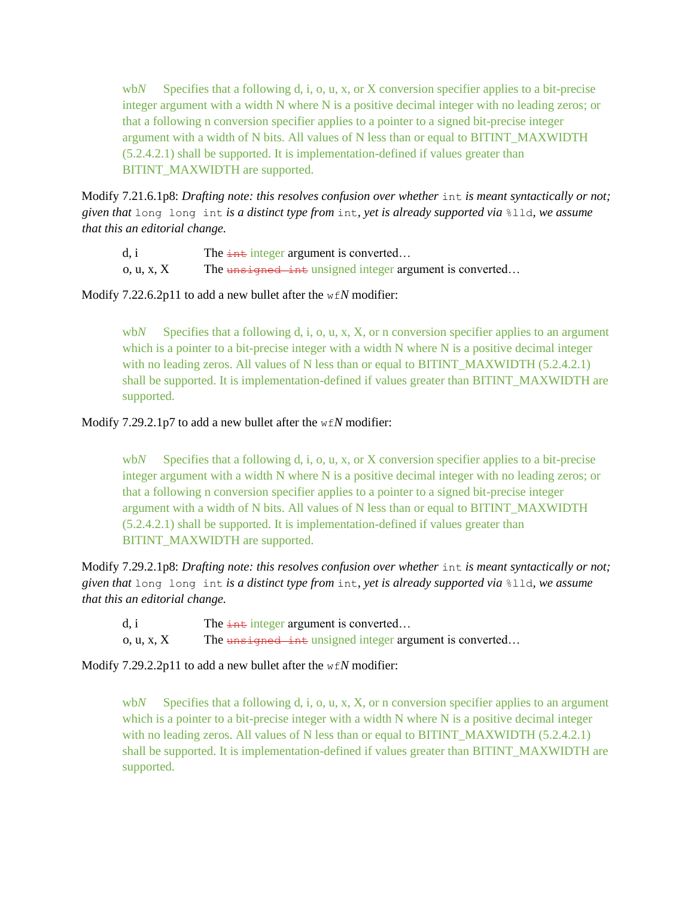> wb*N*   Specifies that a following d, i, o, u, x, or X conversion specifier applies to a bit-precise integer argument with a width N where N is a positive decimal integer with no leading zeros; or that a following n conversion specifier applies to a pointer to a signed bit-precise integer argument with a width of N bits. All values of N less than or equal to BITINT_MAXWIDTH (5.2.4.2.1) shall be supported. It is implementation-defined if values greater than BITINT_MAXWIDTH are supported.

Modify 7.21.6.1p8: *Drafting note: this resolves confusion over whether* `int` *is meant syntactically or not; given that* `long long int` *is a distinct type from* `int`*, yet is already supported via* `%lld`*, we assume that this an editorial change.*

> d, i   The ~~`int`~~ integer argument is converted…
>
> o, u, x, X   The ~~`unsigned int`~~ unsigned integer argument is converted…

Modify 7.22.6.2p11 to add a new bullet after the `wf`*N* modifier:

> wb*N*   Specifies that a following d, i, o, u, x, X, or n conversion specifier applies to an argument which is a pointer to a bit-precise integer with a width N where N is a positive decimal integer with no leading zeros. All values of N less than or equal to BITINT_MAXWIDTH (5.2.4.2.1) shall be supported. It is implementation-defined if values greater than BITINT_MAXWIDTH are supported.

Modify 7.29.2.1p7 to add a new bullet after the `wf`*N* modifier:

> wb*N*   Specifies that a following d, i, o, u, x, or X conversion specifier applies to a bit-precise integer argument with a width N where N is a positive decimal integer with no leading zeros; or that a following n conversion specifier applies to a pointer to a signed bit-precise integer argument with a width of N bits. All values of N less than or equal to BITINT_MAXWIDTH (5.2.4.2.1) shall be supported. It is implementation-defined if values greater than BITINT_MAXWIDTH are supported.

Modify 7.29.2.1p8: *Drafting note: this resolves confusion over whether* `int` *is meant syntactically or not; given that* `long long int` *is a distinct type from* `int`*, yet is already supported via* `%lld`*, we assume that this an editorial change.*

> d, i   The ~~`int`~~ integer argument is converted…
>
> o, u, x, X   The ~~`unsigned int`~~ unsigned integer argument is converted…

Modify 7.29.2.2p11 to add a new bullet after the `wf`*N* modifier:

> wb*N*   Specifies that a following d, i, o, u, x, X, or n conversion specifier applies to an argument which is a pointer to a bit-precise integer with a width N where N is a positive decimal integer with no leading zeros. All values of N less than or equal to BITINT_MAXWIDTH (5.2.4.2.1) shall be supported. It is implementation-defined if values greater than BITINT_MAXWIDTH are supported.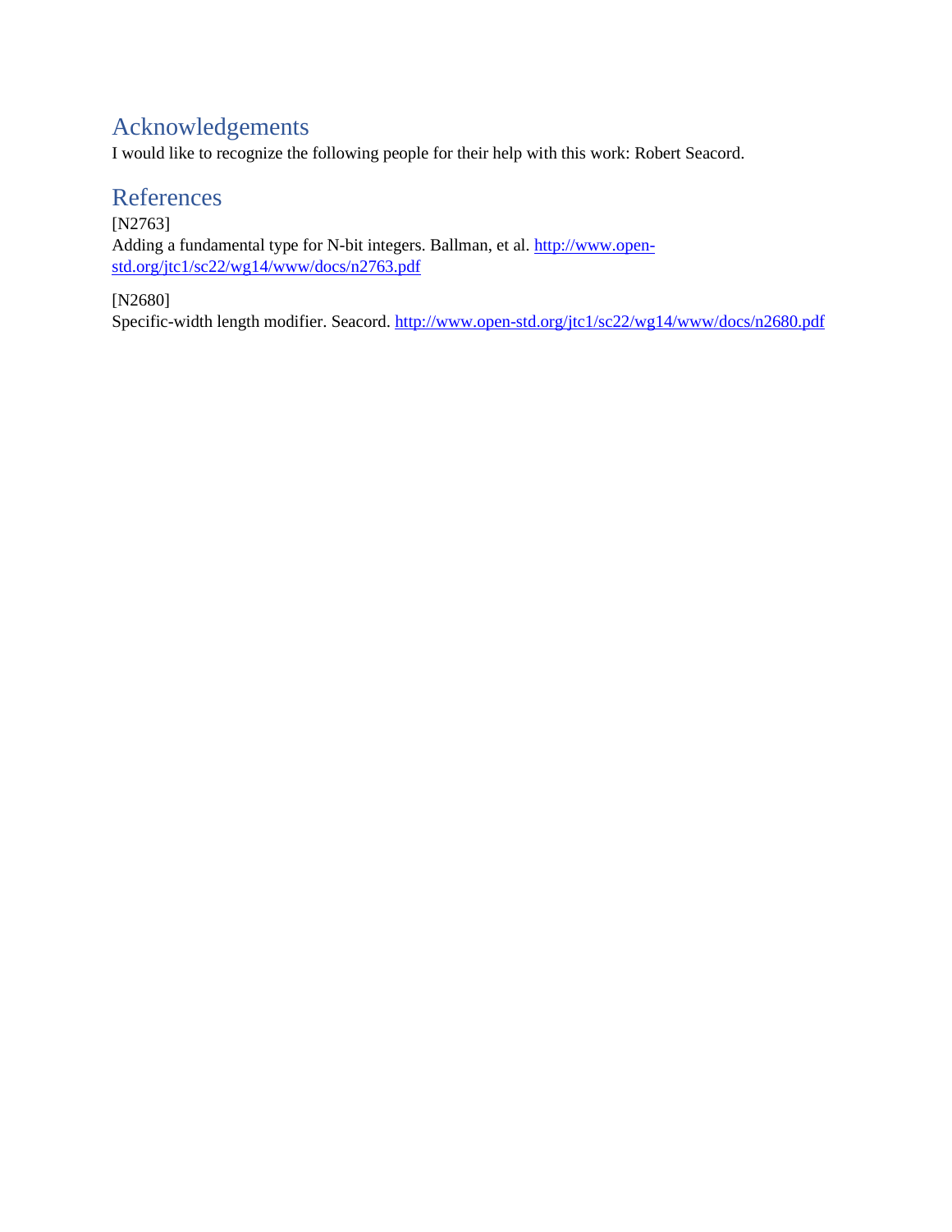## Acknowledgements

I would like to recognize the following people for their help with this work: Robert Seacord.

## References

[N2763]
Adding a fundamental type for N-bit integers. Ballman, et al. http://www.open-std.org/jtc1/sc22/wg14/www/docs/n2763.pdf

[N2680]
Specific-width length modifier. Seacord. http://www.open-std.org/jtc1/sc22/wg14/www/docs/n2680.pdf